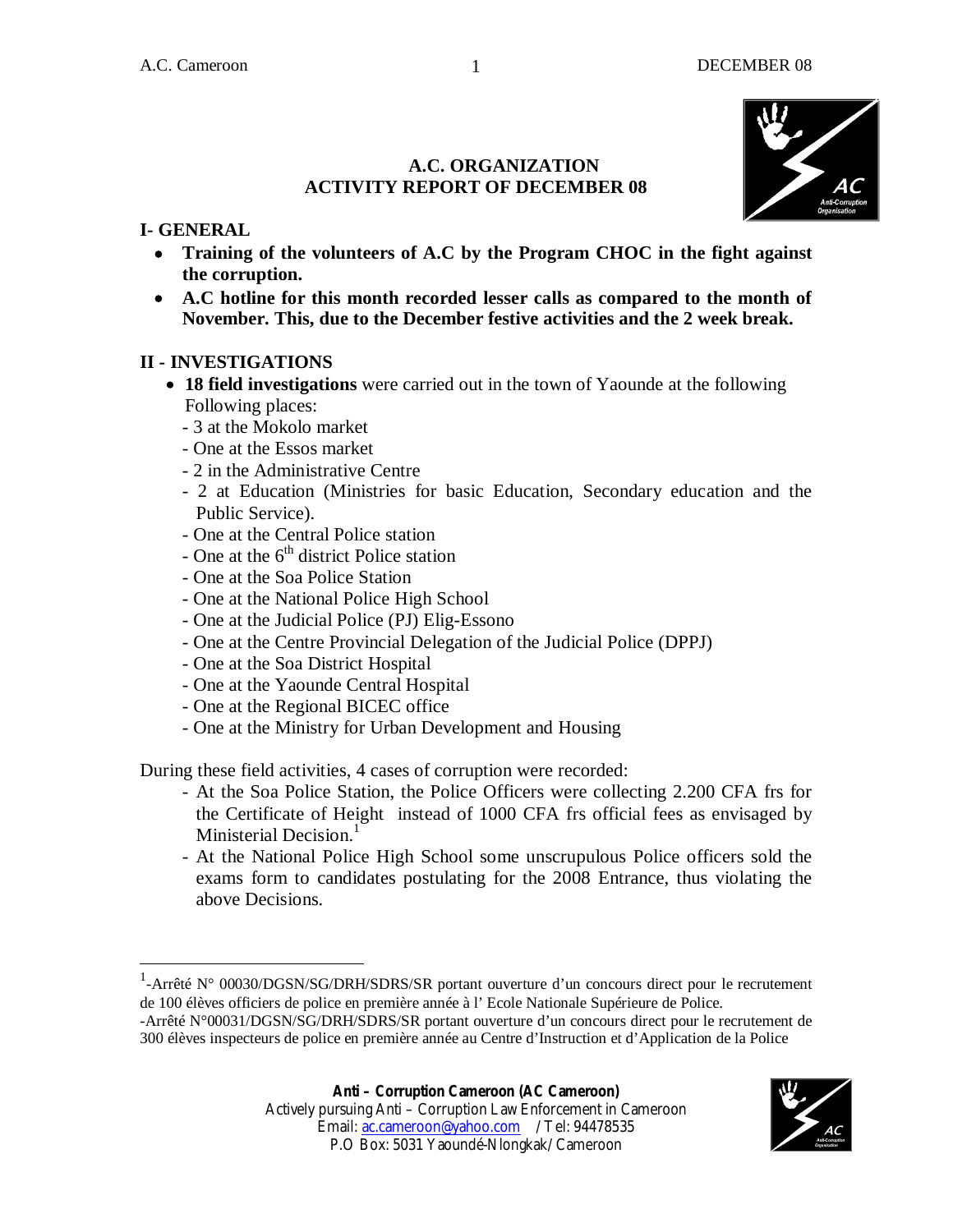# A.C. ORGANIZATION
# ACTIVITY REPORT OF DECEMBER 08

## I- GENERAL

- **Training of the volunteers of A.C by the Program CHOC in the fight against the corruption.**
- **A.C hotline for this month recorded lesser calls as compared to the month of November. This, due to the December festive activities and the 2 week break.**

## II - INVESTIGATIONS

- **18 field investigations** were carried out in the town of Yaounde at the following Following places:
  - 3 at the Mokolo market
  - One at the Essos market
  - 2 in the Administrative Centre
  - 2 at Education (Ministries for basic Education, Secondary education and the Public Service).
  - One at the Central Police station
  - One at the 6th district Police station
  - One at the Soa Police Station
  - One at the National Police High School
  - One at the Judicial Police (PJ) Elig-Essono
  - One at the Centre Provincial Delegation of the Judicial Police (DPPJ)
  - One at the Soa District Hospital
  - One at the Yaounde Central Hospital
  - One at the Regional BICEC office
  - One at the Ministry for Urban Development and Housing

During these field activities, 4 cases of corruption were recorded:

- At the Soa Police Station, the Police Officers were collecting 2.200 CFA frs for the Certificate of Height instead of 1000 CFA frs official fees as envisaged by Ministerial Decision.[1]
- At the National Police High School some unscrupulous Police officers sold the exams form to candidates postulating for the 2008 Entrance, thus violating the above Decisions.

---

[1]-Arrêté N° 00030/DGSN/SG/DRH/SDRS/SR portant ouverture d'un concours direct pour le recrutement de 100 élèves officiers de police en première année à l' Ecole Nationale Supérieure de Police.
-Arrêté N°00031/DGSN/SG/DRH/SDRS/SR portant ouverture d'un concours direct pour le recrutement de 300 élèves inspecteurs de police en première année au Centre d'Instruction et d'Application de la Police

**Anti – Corruption Cameroon (AC Cameroon)**
Actively pursuing Anti – Corruption Law Enforcement in Cameroon
Email: ac.cameroon@yahoo.com / Tel: 94478535
P.O Box: 5031 Yaoundé-Nlongkak/ Cameroon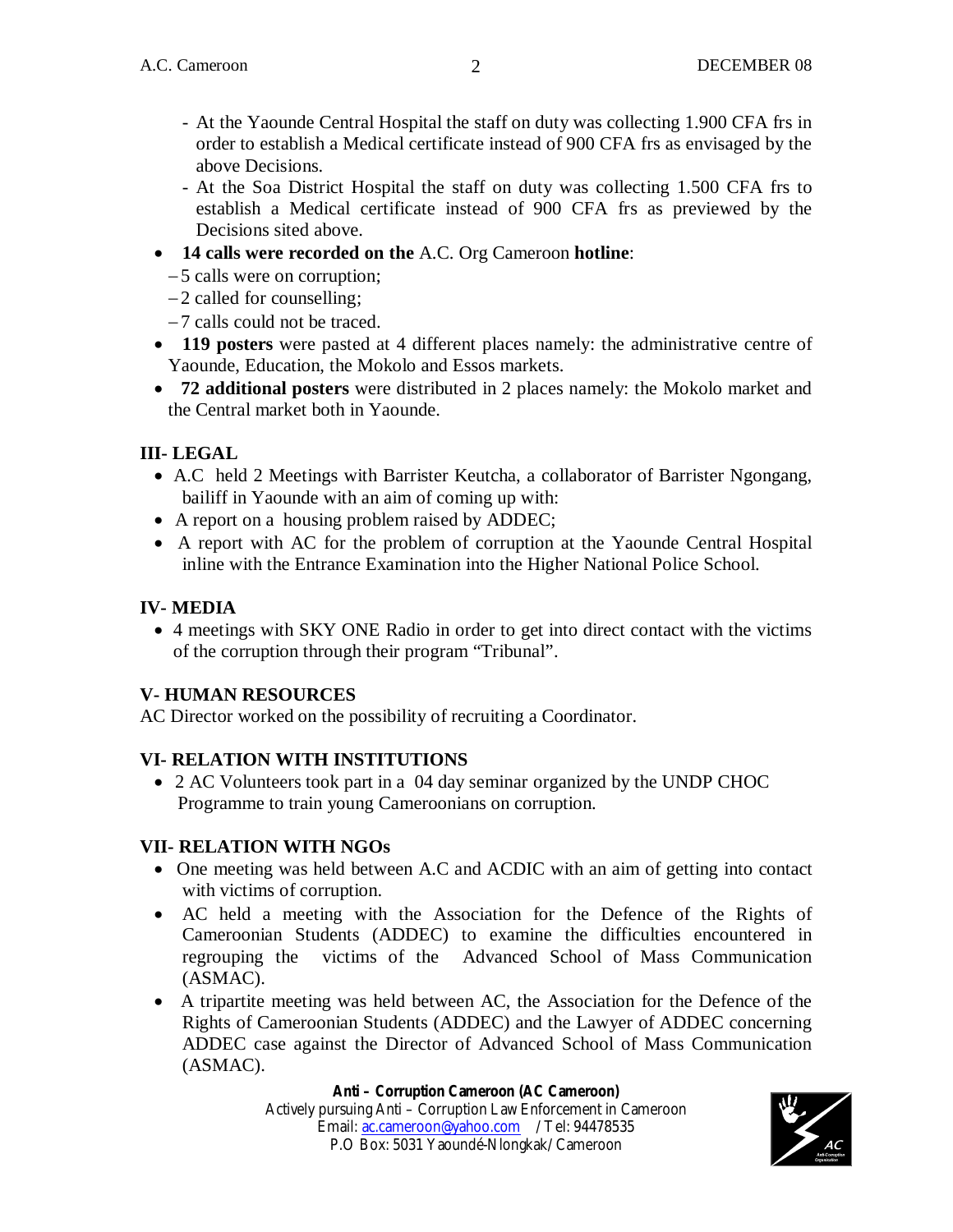- At the Yaounde Central Hospital the staff on duty was collecting 1.900 CFA frs in order to establish a Medical certificate instead of 900 CFA frs as envisaged by the above Decisions.
- At the Soa District Hospital the staff on duty was collecting 1.500 CFA frs to establish a Medical certificate instead of 900 CFA frs as previewed by the Decisions sited above.

- **14 calls were recorded on the** A.C. Org Cameroon **hotline**:
  - 5 calls were on corruption;
  - 2 called for counselling;
  - 7 calls could not be traced.
- **119 posters** were pasted at 4 different places namely: the administrative centre of Yaounde, Education, the Mokolo and Essos markets.
- **72 additional posters** were distributed in 2 places namely: the Mokolo market and the Central market both in Yaounde.

## III- LEGAL

- A.C held 2 Meetings with Barrister Keutcha, a collaborator of Barrister Ngongang, bailiff in Yaounde with an aim of coming up with:
- A report on a housing problem raised by ADDEC;
- A report with AC for the problem of corruption at the Yaounde Central Hospital inline with the Entrance Examination into the Higher National Police School.

## IV- MEDIA

- 4 meetings with SKY ONE Radio in order to get into direct contact with the victims of the corruption through their program "Tribunal".

## V- HUMAN RESOURCES

AC Director worked on the possibility of recruiting a Coordinator.

## VI- RELATION WITH INSTITUTIONS

- 2 AC Volunteers took part in a 04 day seminar organized by the UNDP CHOC Programme to train young Cameroonians on corruption.

## VII- RELATION WITH NGOs

- One meeting was held between A.C and ACDIC with an aim of getting into contact with victims of corruption.
- AC held a meeting with the Association for the Defence of the Rights of Cameroonian Students (ADDEC) to examine the difficulties encountered in regrouping the victims of the Advanced School of Mass Communication (ASMAC).
- A tripartite meeting was held between AC, the Association for the Defence of the Rights of Cameroonian Students (ADDEC) and the Lawyer of ADDEC concerning ADDEC case against the Director of Advanced School of Mass Communication (ASMAC).

**Anti – Corruption Cameroon (AC Cameroon)**
Actively pursuing Anti – Corruption Law Enforcement in Cameroon
Email: ac.cameroon@yahoo.com / Tel: 94478535
P.O Box: 5031 Yaoundé-Nlongkak/ Cameroon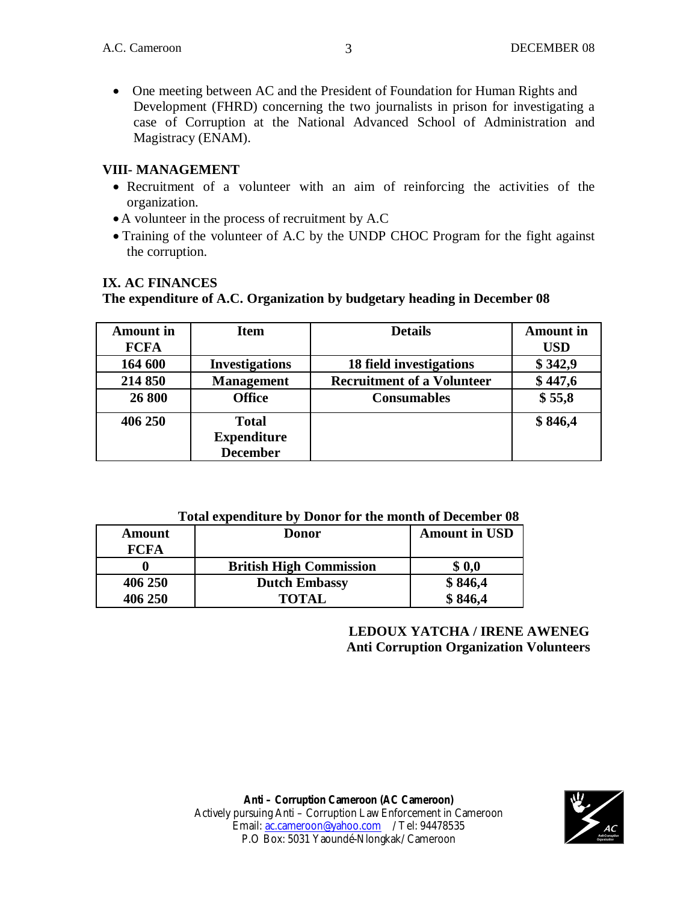- One meeting between AC and the President of Foundation for Human Rights and Development (FHRD) concerning the two journalists in prison for investigating a case of Corruption at the National Advanced School of Administration and Magistracy (ENAM).

## VIII- MANAGEMENT

- Recruitment of a volunteer with an aim of reinforcing the activities of the organization.
- A volunteer in the process of recruitment by A.C
- Training of the volunteer of A.C by the UNDP CHOC Program for the fight against the corruption.

## IX. AC FINANCES

**The expenditure of A.C. Organization by budgetary heading in December 08**

| Amount in FCFA | Item | Details | Amount in USD |
|---|---|---|---|
| **164 600** | **Investigations** | **18 field investigations** | **$ 342,9** |
| **214 850** | **Management** | **Recruitment of a Volunteer** | **$ 447,6** |
| **26 800** | **Office** | **Consumables** | **$ 55,8** |
| **406 250** | **Total Expenditure December** | | **$ 846,4** |

**Total expenditure by Donor for the month of December 08**

| Amount FCFA | Donor | Amount in USD |
|---|---|---|
| **0** | **British High Commission** | **$ 0,0** |
| **406 250** | **Dutch Embassy** | **$ 846,4** |
| **406 250** | **TOTAL** | **$ 846,4** |

**LEDOUX YATCHA / IRENE AWENEG**
**Anti Corruption Organization Volunteers**

***Anti – Corruption Cameroon (AC Cameroon)***
Actively pursuing Anti – Corruption Law Enforcement in Cameroon
Email: ac.cameroon@yahoo.com / Tel: 94478535
P.O Box: 5031 Yaoundé-Nlongkak/ Cameroon